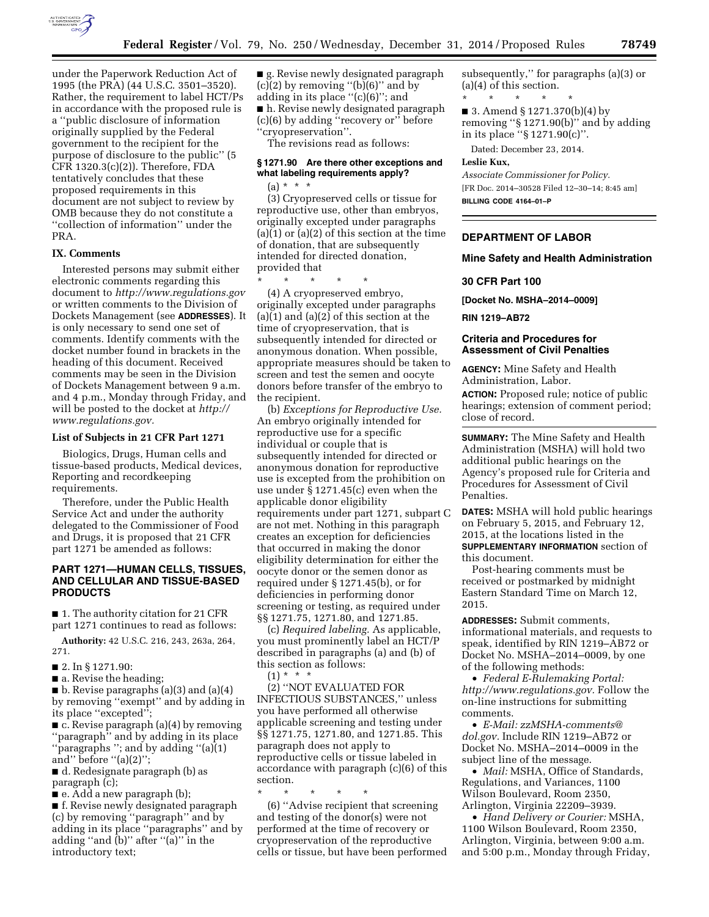under the Paperwork Reduction Act of 1995 (the PRA) (44 U.S.C. 3501–3520). Rather, the requirement to label HCT/Ps in accordance with the proposed rule is a ''public disclosure of information originally supplied by the Federal government to the recipient for the purpose of disclosure to the public'' (5 CFR 1320.3(c)(2)). Therefore, FDA tentatively concludes that these proposed requirements in this document are not subject to review by OMB because they do not constitute a ''collection of information'' under the PRA.

## IX. Comments

Interested persons may submit either electronic comments regarding this document to *http://www.regulations.gov* or written comments to the Division of Dockets Management (see **ADDRESSES**). It is only necessary to send one set of comments. Identify comments with the docket number found in brackets in the heading of this document. Received comments may be seen in the Division of Dockets Management between 9 a.m. and 4 p.m., Monday through Friday, and will be posted to the docket at *http://www.regulations.gov.*

### List of Subjects in 21 CFR Part 1271

Biologics, Drugs, Human cells and tissue-based products, Medical devices, Reporting and recordkeeping requirements.

Therefore, under the Public Health Service Act and under the authority delegated to the Commissioner of Food and Drugs, it is proposed that 21 CFR part 1271 be amended as follows:

## PART 1271—HUMAN CELLS, TISSUES, AND CELLULAR AND TISSUE-BASED PRODUCTS

■ 1. The authority citation for 21 CFR part 1271 continues to read as follows:

**Authority:** 42 U.S.C. 216, 243, 263a, 264, 271.

■ 2. In § 1271.90:

■ a. Revise the heading;

■ b. Revise paragraphs (a)(3) and (a)(4) by removing ''exempt'' and by adding in its place ''excepted'';

■ c. Revise paragraph (a)(4) by removing ''paragraph'' and by adding in its place ''paragraphs ''; and by adding ''(a)(1) and'' before ''(a)(2)'';

■ d. Redesignate paragraph (b) as paragraph (c);

■ e. Add a new paragraph (b);

■ f. Revise newly designated paragraph (c) by removing ''paragraph'' and by adding in its place ''paragraphs'' and by adding ''and (b)'' after ''(a)'' in the introductory text;

■ g. Revise newly designated paragraph (c)(2) by removing ''(b)(6)'' and by adding in its place ''(c)(6)''; and

■ h. Revise newly designated paragraph (c)(6) by adding ''recovery or'' before ''cryopreservation''.

The revisions read as follows:

### § 1271.90 Are there other exceptions and what labeling requirements apply?

(a) * * *

(3) Cryopreserved cells or tissue for reproductive use, other than embryos, originally excepted under paragraphs (a)(1) or (a)(2) of this section at the time of donation, that are subsequently intended for directed donation, provided that

\* \* \* \* \*

(4) A cryopreserved embryo, originally excepted under paragraphs (a)(1) and (a)(2) of this section at the time of cryopreservation, that is subsequently intended for directed or anonymous donation. When possible, appropriate measures should be taken to screen and test the semen and oocyte donors before transfer of the embryo to the recipient.

(b) *Exceptions for Reproductive Use.* An embryo originally intended for reproductive use for a specific individual or couple that is subsequently intended for directed or anonymous donation for reproductive use is excepted from the prohibition on use under § 1271.45(c) even when the applicable donor eligibility requirements under part 1271, subpart C are not met. Nothing in this paragraph creates an exception for deficiencies that occurred in making the donor eligibility determination for either the oocyte donor or the semen donor as required under § 1271.45(b), or for deficiencies in performing donor screening or testing, as required under §§ 1271.75, 1271.80, and 1271.85.

(c) *Required labeling.* As applicable, you must prominently label an HCT/P described in paragraphs (a) and (b) of this section as follows:

(1) * * *

(2) ''NOT EVALUATED FOR INFECTIOUS SUBSTANCES,'' unless you have performed all otherwise applicable screening and testing under §§ 1271.75, 1271.80, and 1271.85. This paragraph does not apply to reproductive cells or tissue labeled in accordance with paragraph (c)(6) of this section.

\* \* \* \* \*

(6) ''Advise recipient that screening and testing of the donor(s) were not performed at the time of recovery or cryopreservation of the reproductive cells or tissue, but have been performed subsequently,'' for paragraphs (a)(3) or (a)(4) of this section.

\* \* \* \* \*

■ 3. Amend § 1271.370(b)(4) by removing ''§ 1271.90(b)'' and by adding in its place ''§ 1271.90(c)''.

Dated: December 23, 2014.

**Leslie Kux,**

*Associate Commissioner for Policy.*

[FR Doc. 2014–30528 Filed 12–30–14; 8:45 am]

**BILLING CODE 4164–01–P**

---

## DEPARTMENT OF LABOR

## Mine Safety and Health Administration

## 30 CFR Part 100

**[Docket No. MSHA–2014–0009]**

**RIN 1219–AB72**

## Criteria and Procedures for Assessment of Civil Penalties

**AGENCY:** Mine Safety and Health Administration, Labor.

**ACTION:** Proposed rule; notice of public hearings; extension of comment period; close of record.

**SUMMARY:** The Mine Safety and Health Administration (MSHA) will hold two additional public hearings on the Agency's proposed rule for Criteria and Procedures for Assessment of Civil Penalties.

**DATES:** MSHA will hold public hearings on February 5, 2015, and February 12, 2015, at the locations listed in the **SUPPLEMENTARY INFORMATION** section of this document.

Post-hearing comments must be received or postmarked by midnight Eastern Standard Time on March 12, 2015.

**ADDRESSES:** Submit comments, informational materials, and requests to speak, identified by RIN 1219–AB72 or Docket No. MSHA–2014–0009, by one of the following methods:

- *Federal E-Rulemaking Portal: http://www.regulations.gov.* Follow the on-line instructions for submitting comments.
- *E-Mail: zzMSHA-comments@dol.gov.* Include RIN 1219–AB72 or Docket No. MSHA–2014–0009 in the subject line of the message.
- *Mail:* MSHA, Office of Standards, Regulations, and Variances, 1100 Wilson Boulevard, Room 2350, Arlington, Virginia 22209–3939.
- *Hand Delivery or Courier:* MSHA, 1100 Wilson Boulevard, Room 2350, Arlington, Virginia, between 9:00 a.m. and 5:00 p.m., Monday through Friday,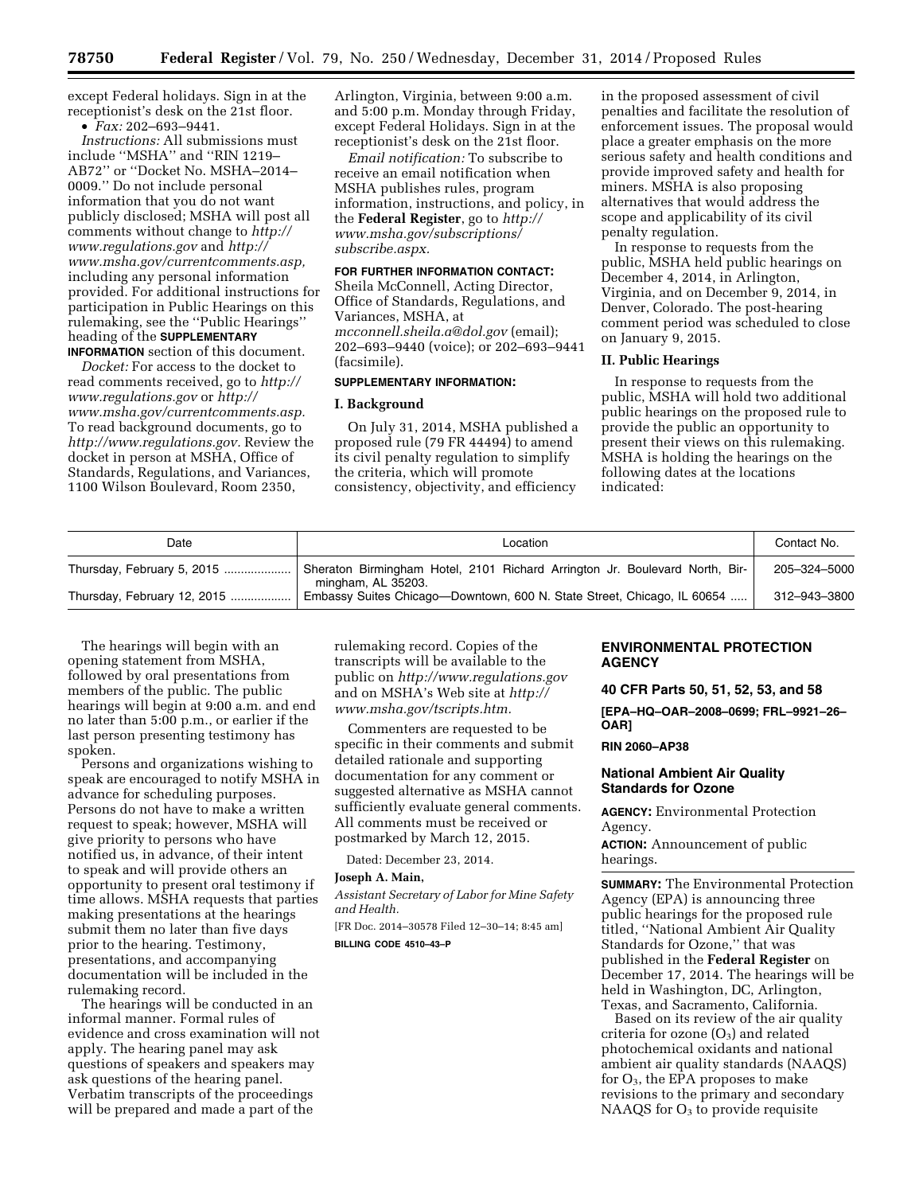except Federal holidays. Sign in at the receptionist's desk on the 21st floor.

- *Fax:* 202–693–9441.

*Instructions:* All submissions must include ''MSHA'' and ''RIN 1219–AB72'' or ''Docket No. MSHA–2014–0009.'' Do not include personal information that you do not want publicly disclosed; MSHA will post all comments without change to *http://www.regulations.gov* and *http://www.msha.gov/currentcomments.asp,* including any personal information provided. For additional instructions for participation in Public Hearings on this rulemaking, see the ''Public Hearings'' heading of the **SUPPLEMENTARY INFORMATION** section of this document.

*Docket:* For access to the docket to read comments received, go to *http://www.regulations.gov* or *http://www.msha.gov/currentcomments.asp.* To read background documents, go to *http://www.regulations.gov.* Review the docket in person at MSHA, Office of Standards, Regulations, and Variances, 1100 Wilson Boulevard, Room 2350, Arlington, Virginia, between 9:00 a.m. and 5:00 p.m. Monday through Friday, except Federal Holidays. Sign in at the receptionist's desk on the 21st floor.

*Email notification:* To subscribe to receive an email notification when MSHA publishes rules, program information, instructions, and policy, in the **Federal Register**, go to *http://www.msha.gov/subscriptions/subscribe.aspx.*

**FOR FURTHER INFORMATION CONTACT:** Sheila McConnell, Acting Director, Office of Standards, Regulations, and Variances, MSHA, at *mcconnell.sheila.a@dol.gov* (email); 202–693–9440 (voice); or 202–693–9441 (facsimile).

**SUPPLEMENTARY INFORMATION:**

## I. Background

On July 31, 2014, MSHA published a proposed rule (79 FR 44494) to amend its civil penalty regulation to simplify the criteria, which will promote consistency, objectivity, and efficiency in the proposed assessment of civil penalties and facilitate the resolution of enforcement issues. The proposal would place a greater emphasis on the more serious safety and health conditions and provide improved safety and health for miners. MSHA is also proposing alternatives that would address the scope and applicability of its civil penalty regulation.

In response to requests from the public, MSHA held public hearings on December 4, 2014, in Arlington, Virginia, and on December 9, 2014, in Denver, Colorado. The post-hearing comment period was scheduled to close on January 9, 2015.

## II. Public Hearings

In response to requests from the public, MSHA will hold two additional public hearings on the proposed rule to provide the public an opportunity to present their views on this rulemaking. MSHA is holding the hearings on the following dates at the locations indicated:

| Date | Location | Contact No. |
|---|---|---|
| Thursday, February 5, 2015 | Sheraton Birmingham Hotel, 2101 Richard Arrington Jr. Boulevard North, Birmingham, AL 35203. | 205–324–5000 |
| Thursday, February 12, 2015 | Embassy Suites Chicago—Downtown, 600 N. State Street, Chicago, IL 60654 | 312–943–3800 |

The hearings will begin with an opening statement from MSHA, followed by oral presentations from members of the public. The public hearings will begin at 9:00 a.m. and end no later than 5:00 p.m., or earlier if the last person presenting testimony has spoken.

Persons and organizations wishing to speak are encouraged to notify MSHA in advance for scheduling purposes. Persons do not have to make a written request to speak; however, MSHA will give priority to persons who have notified us, in advance, of their intent to speak and will provide others an opportunity to present oral testimony if time allows. MSHA requests that parties making presentations at the hearings submit them no later than five days prior to the hearing. Testimony, presentations, and accompanying documentation will be included in the rulemaking record.

The hearings will be conducted in an informal manner. Formal rules of evidence and cross examination will not apply. The hearing panel may ask questions of speakers and speakers may ask questions of the hearing panel. Verbatim transcripts of the proceedings will be prepared and made a part of the rulemaking record. Copies of the transcripts will be available to the public on *http://www.regulations.gov* and on MSHA's Web site at *http://www.msha.gov/tscripts.htm.*

Commenters are requested to be specific in their comments and submit detailed rationale and supporting documentation for any comment or suggested alternative as MSHA cannot sufficiently evaluate general comments. All comments must be received or postmarked by March 12, 2015.

Dated: December 23, 2014.

**Joseph A. Main,**

*Assistant Secretary of Labor for Mine Safety and Health.*

[FR Doc. 2014–30578 Filed 12–30–14; 8:45 am]

**BILLING CODE 4510–43–P**

## ENVIRONMENTAL PROTECTION AGENCY

### 40 CFR Parts 50, 51, 52, 53, and 58

**[EPA–HQ–OAR–2008–0699; FRL–9921–26–OAR]**

**RIN 2060–AP38**

### National Ambient Air Quality Standards for Ozone

**AGENCY:** Environmental Protection Agency.

**ACTION:** Announcement of public hearings.

**SUMMARY:** The Environmental Protection Agency (EPA) is announcing three public hearings for the proposed rule titled, ''National Ambient Air Quality Standards for Ozone,'' that was published in the **Federal Register** on December 17, 2014. The hearings will be held in Washington, DC, Arlington, Texas, and Sacramento, California.

Based on its review of the air quality criteria for ozone ($O_3$) and related photochemical oxidants and national ambient air quality standards (NAAQS) for $O_3$, the EPA proposes to make revisions to the primary and secondary NAAQS for $O_3$ to provide requisite